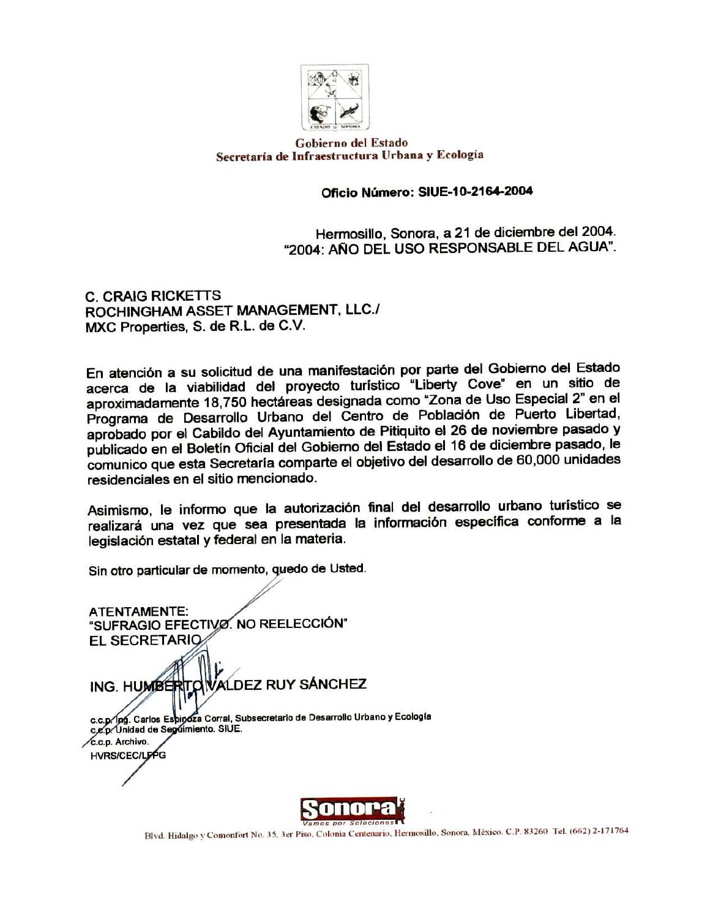**Gobierno del Estado**
**Secretaría de Infraestructura Urbana y Ecología**

**Oficio Número: SIUE-10-2164-2004**

Hermosillo, Sonora, a 21 de diciembre del 2004.
"2004: AÑO DEL USO RESPONSABLE DEL AGUA".

C. CRAIG RICKETTS
ROCHINGHAM ASSET MANAGEMENT, LLC./
MXC Properties, S. de R.L. de C.V.

En atención a su solicitud de una manifestación por parte del Gobierno del Estado acerca de la viabilidad del proyecto turístico "Liberty Cove" en un sitio de aproximadamente 18,750 hectáreas designada como "Zona de Uso Especial 2" en el Programa de Desarrollo Urbano del Centro de Población de Puerto Libertad, aprobado por el Cabildo del Ayuntamiento de Pitiquito el 26 de noviembre pasado y publicado en el Boletín Oficial del Gobierno del Estado el 16 de diciembre pasado, le comunico que esta Secretaría comparte el objetivo del desarrollo de 60,000 unidades residenciales en el sitio mencionado.

Asimismo, le informo que la autorización final del desarrollo urbano turístico se realizará una vez que sea presentada la información específica conforme a la legislación estatal y federal en la materia.

Sin otro particular de momento, quedo de Usted.

ATENTAMENTE:
"SUFRAGIO EFECTIVO. NO REELECCIÓN"
EL SECRETARIO

ING. HUMBERTO VALDEZ RUY SÁNCHEZ

c.c.p. Ing. Carlos Espinoza Corral, Subsecretario de Desarrollo Urbano y Ecología
c.c.p. Unidad de Seguimiento. SIUE.
c.c.p. Archivo.
HVRS/CEC/LFPG

Sonora
Vamos por Soluciones

Blvd. Hidalgo y Comonfort No. 35, 3er Piso, Colonia Centenario, Hermosillo, Sonora, México, C.P. 83260 Tel. (662) 2-171764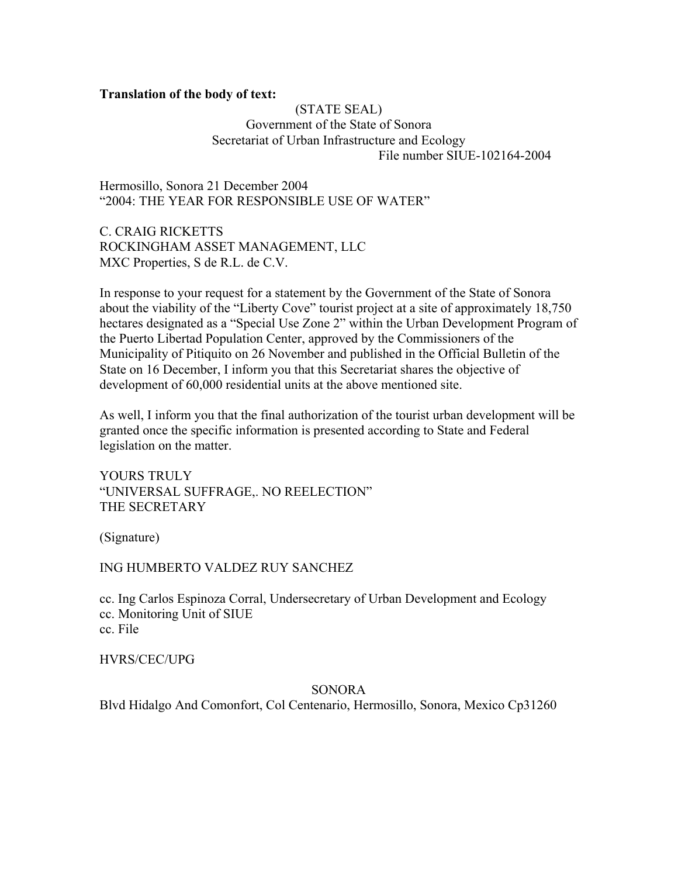**Translation of the body of text:**

(STATE SEAL)
Government of the State of Sonora
Secretariat of Urban Infrastructure and Ecology
File number SIUE-102164-2004

Hermosillo, Sonora 21 December 2004
"2004: THE YEAR FOR RESPONSIBLE USE OF WATER"

C. CRAIG RICKETTS
ROCKINGHAM ASSET MANAGEMENT, LLC
MXC Properties, S de R.L. de C.V.

In response to your request for a statement by the Government of the State of Sonora about the viability of the "Liberty Cove" tourist project at a site of approximately 18,750 hectares designated as a "Special Use Zone 2" within the Urban Development Program of the Puerto Libertad Population Center, approved by the Commissioners of the Municipality of Pitiquito on 26 November and published in the Official Bulletin of the State on 16 December, I inform you that this Secretariat shares the objective of development of 60,000 residential units at the above mentioned site.

As well, I inform you that the final authorization of the tourist urban development will be granted once the specific information is presented according to State and Federal legislation on the matter.

YOURS TRULY
"UNIVERSAL SUFFRAGE,. NO REELECTION"
THE SECRETARY

(Signature)

ING HUMBERTO VALDEZ RUY SANCHEZ

cc. Ing Carlos Espinoza Corral, Undersecretary of Urban Development and Ecology
cc. Monitoring Unit of SIUE
cc. File

HVRS/CEC/UPG

SONORA
Blvd Hidalgo And Comonfort, Col Centenario, Hermosillo, Sonora, Mexico Cp31260